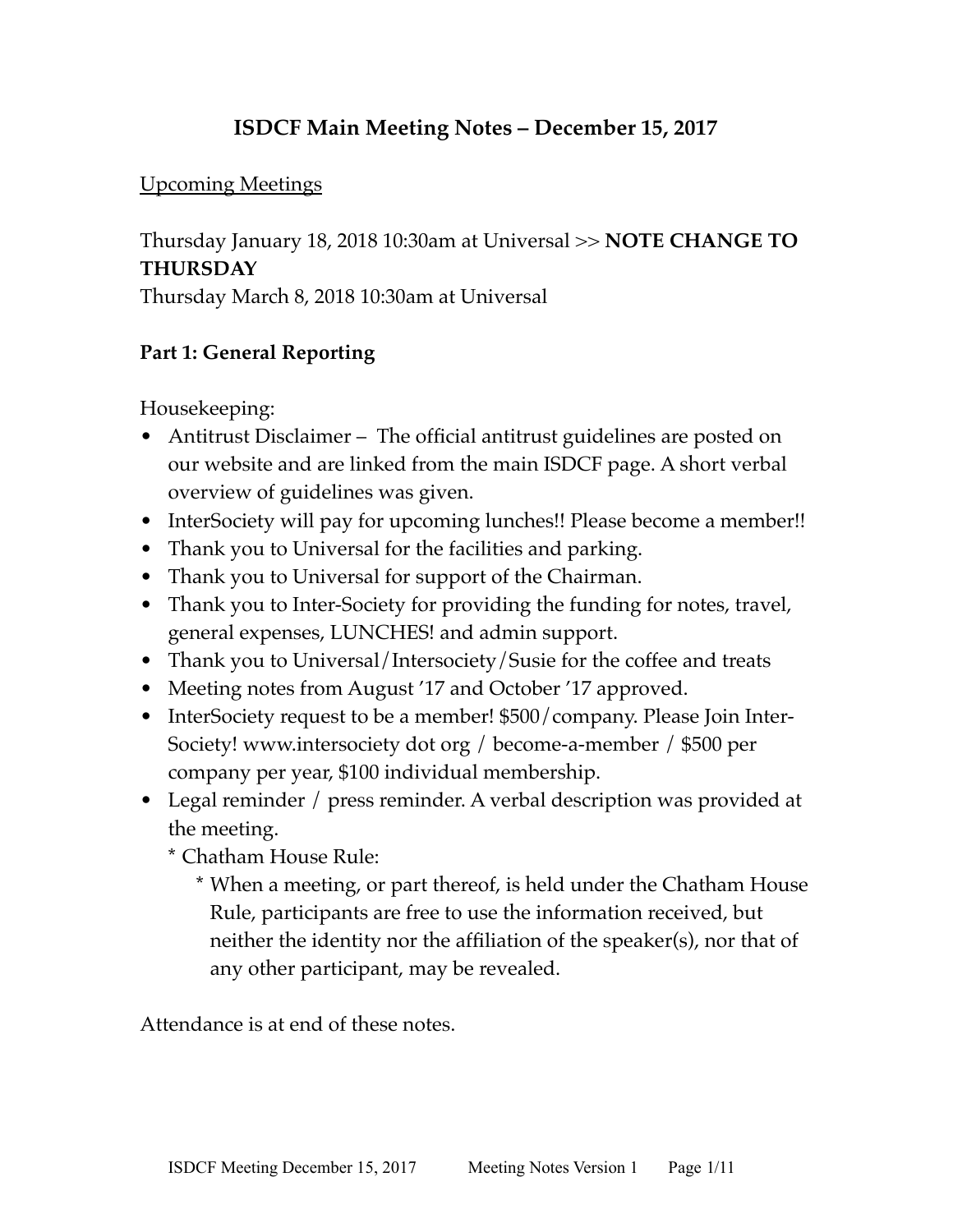# ISDCF Main Meeting Notes – December 15, 2017

Upcoming Meetings

Thursday January 18, 2018 10:30am at Universal >> **NOTE CHANGE TO THURSDAY**
Thursday March 8, 2018 10:30am at Universal

## Part 1: General Reporting

Housekeeping:

- Antitrust Disclaimer – The official antitrust guidelines are posted on our website and are linked from the main ISDCF page. A short verbal overview of guidelines was given.
- InterSociety will pay for upcoming lunches!! Please become a member!!
- Thank you to Universal for the facilities and parking.
- Thank you to Universal for support of the Chairman.
- Thank you to Inter-Society for providing the funding for notes, travel, general expenses, LUNCHES! and admin support.
- Thank you to Universal/Intersociety/Susie for the coffee and treats
- Meeting notes from August '17 and October '17 approved.
- InterSociety request to be a member! $500/company. Please Join Inter-Society! www.intersociety dot org / become-a-member / $500 per company per year, $100 individual membership.
- Legal reminder / press reminder. A verbal description was provided at the meeting.
  - * Chatham House Rule:
    - * When a meeting, or part thereof, is held under the Chatham House Rule, participants are free to use the information received, but neither the identity nor the affiliation of the speaker(s), nor that of any other participant, may be revealed.

Attendance is at end of these notes.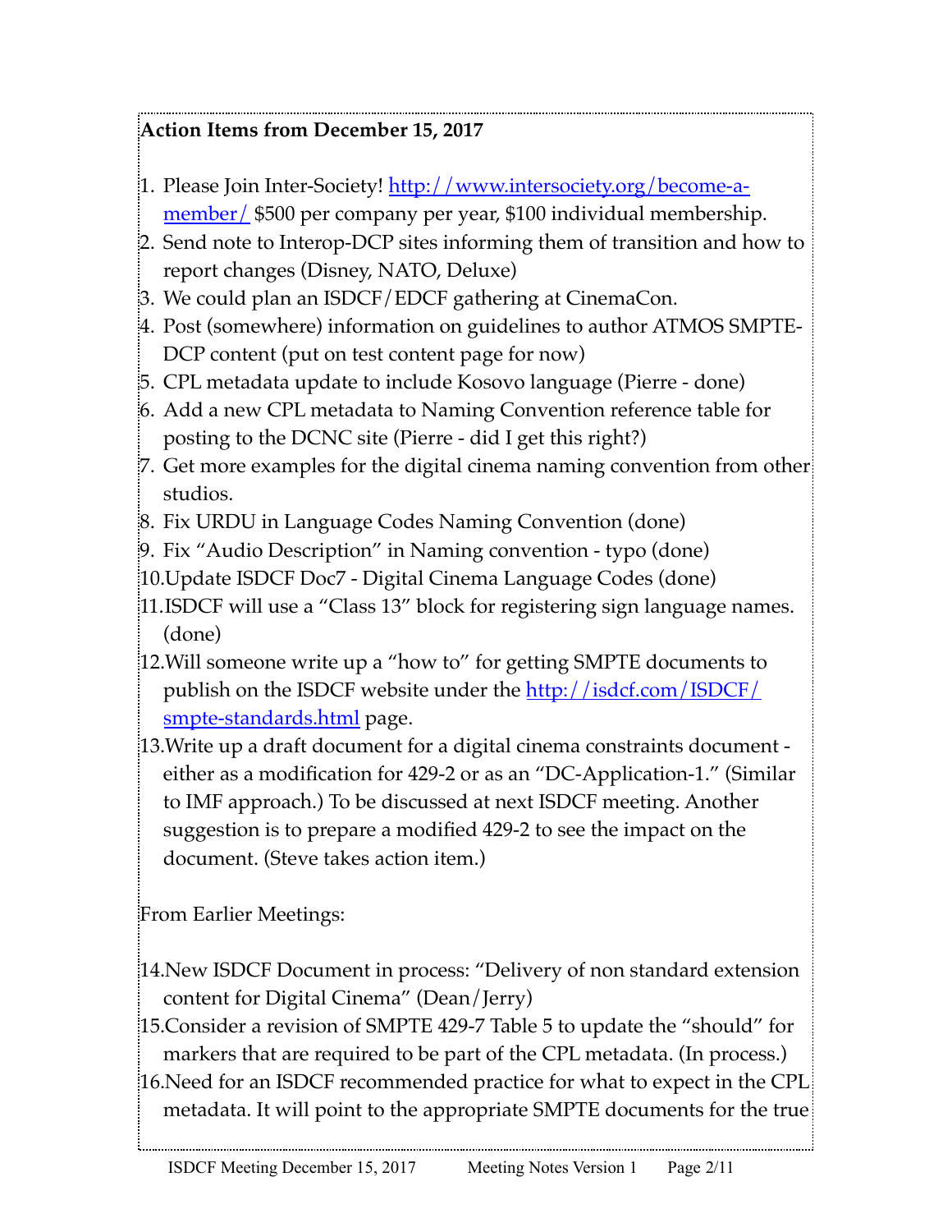**Action Items from December 15, 2017**

1. Please Join Inter-Society! [http://www.intersociety.org/become-a-member/](http://www.intersociety.org/become-a-member/) $500 per company per year, $100 individual membership.
2. Send note to Interop-DCP sites informing them of transition and how to report changes (Disney, NATO, Deluxe)
3. We could plan an ISDCF/EDCF gathering at CinemaCon.
4. Post (somewhere) information on guidelines to author ATMOS SMPTE-DCP content (put on test content page for now)
5. CPL metadata update to include Kosovo language (Pierre - done)
6. Add a new CPL metadata to Naming Convention reference table for posting to the DCNC site (Pierre - did I get this right?)
7. Get more examples for the digital cinema naming convention from other studios.
8. Fix URDU in Language Codes Naming Convention (done)
9. Fix "Audio Description" in Naming convention - typo (done)
10. Update ISDCF Doc7 - Digital Cinema Language Codes (done)
11. ISDCF will use a "Class 13" block for registering sign language names. (done)
12. Will someone write up a "how to" for getting SMPTE documents to publish on the ISDCF website under the [http://isdcf.com/ISDCF/smpte-standards.html](http://isdcf.com/ISDCF/smpte-standards.html) page.
13. Write up a draft document for a digital cinema constraints document - either as a modification for 429-2 or as an "DC-Application-1." (Similar to IMF approach.) To be discussed at next ISDCF meeting. Another suggestion is to prepare a modified 429-2 to see the impact on the document. (Steve takes action item.)

From Earlier Meetings:

14. New ISDCF Document in process: "Delivery of non standard extension content for Digital Cinema" (Dean/Jerry)
15. Consider a revision of SMPTE 429-7 Table 5 to update the "should" for markers that are required to be part of the CPL metadata. (In process.)
16. Need for an ISDCF recommended practice for what to expect in the CPL metadata. It will point to the appropriate SMPTE documents for the true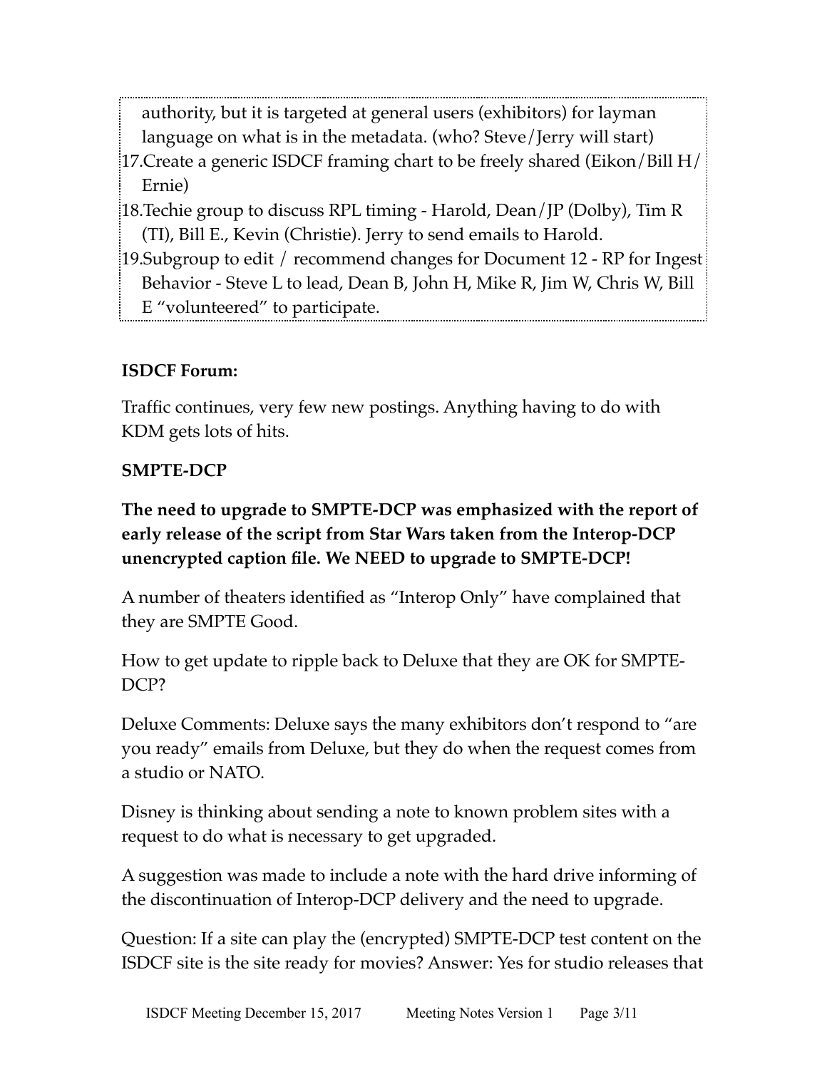authority, but it is targeted at general users (exhibitors) for layman language on what is in the metadata. (who? Steve/Jerry will start)

17. Create a generic ISDCF framing chart to be freely shared (Eikon/Bill H/ Ernie)
18. Techie group to discuss RPL timing - Harold, Dean/JP (Dolby), Tim R (TI), Bill E., Kevin (Christie). Jerry to send emails to Harold.
19. Subgroup to edit / recommend changes for Document 12 - RP for Ingest Behavior - Steve L to lead, Dean B, John H, Mike R, Jim W, Chris W, Bill E "volunteered" to participate.

**ISDCF Forum:**

Traffic continues, very few new postings. Anything having to do with KDM gets lots of hits.

**SMPTE-DCP**

**The need to upgrade to SMPTE-DCP was emphasized with the report of early release of the script from Star Wars taken from the Interop-DCP unencrypted caption file. We NEED to upgrade to SMPTE-DCP!**

A number of theaters identified as "Interop Only" have complained that they are SMPTE Good.

How to get update to ripple back to Deluxe that they are OK for SMPTE-DCP?

Deluxe Comments: Deluxe says the many exhibitors don't respond to "are you ready" emails from Deluxe, but they do when the request comes from a studio or NATO.

Disney is thinking about sending a note to known problem sites with a request to do what is necessary to get upgraded.

A suggestion was made to include a note with the hard drive informing of the discontinuation of Interop-DCP delivery and the need to upgrade.

Question: If a site can play the (encrypted) SMPTE-DCP test content on the ISDCF site is the site ready for movies? Answer: Yes for studio releases that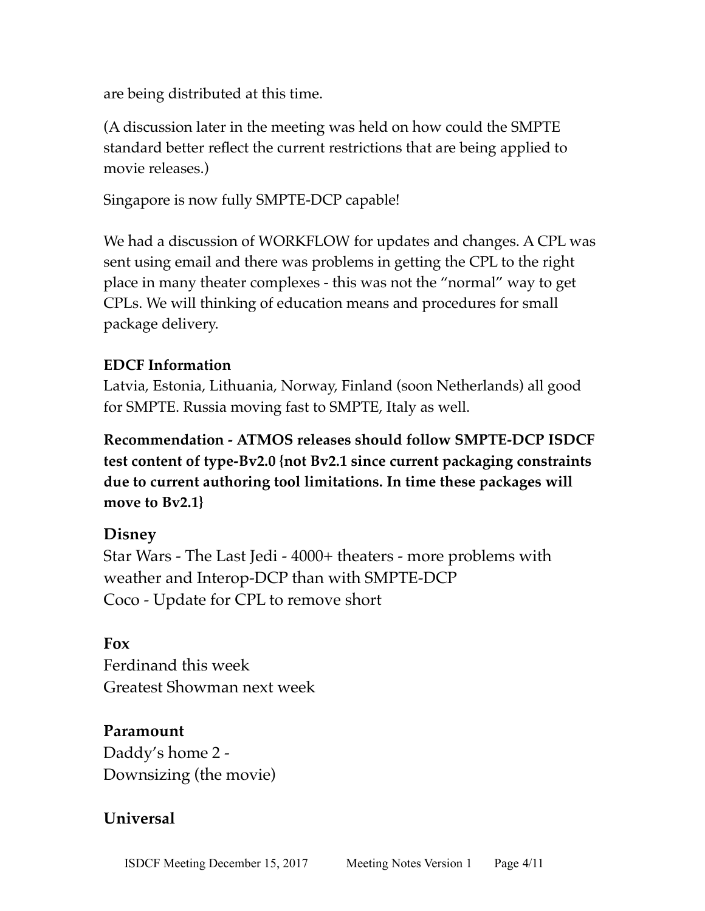are being distributed at this time.

(A discussion later in the meeting was held on how could the SMPTE standard better reflect the current restrictions that are being applied to movie releases.)

Singapore is now fully SMPTE-DCP capable!

We had a discussion of WORKFLOW for updates and changes. A CPL was sent using email and there was problems in getting the CPL to the right place in many theater complexes - this was not the "normal" way to get CPLs. We will thinking of education means and procedures for small package delivery.

**EDCF Information**
Latvia, Estonia, Lithuania, Norway, Finland (soon Netherlands) all good for SMPTE. Russia moving fast to SMPTE, Italy as well.

**Recommendation - ATMOS releases should follow SMPTE-DCP ISDCF test content of type-Bv2.0 {not Bv2.1 since current packaging constraints due to current authoring tool limitations. In time these packages will move to Bv2.1}**

### Disney

Star Wars - The Last Jedi - 4000+ theaters - more problems with weather and Interop-DCP than with SMPTE-DCP
Coco - Update for CPL to remove short

### Fox

Ferdinand this week
Greatest Showman next week

### Paramount

Daddy's home 2 -
Downsizing (the movie)

### Universal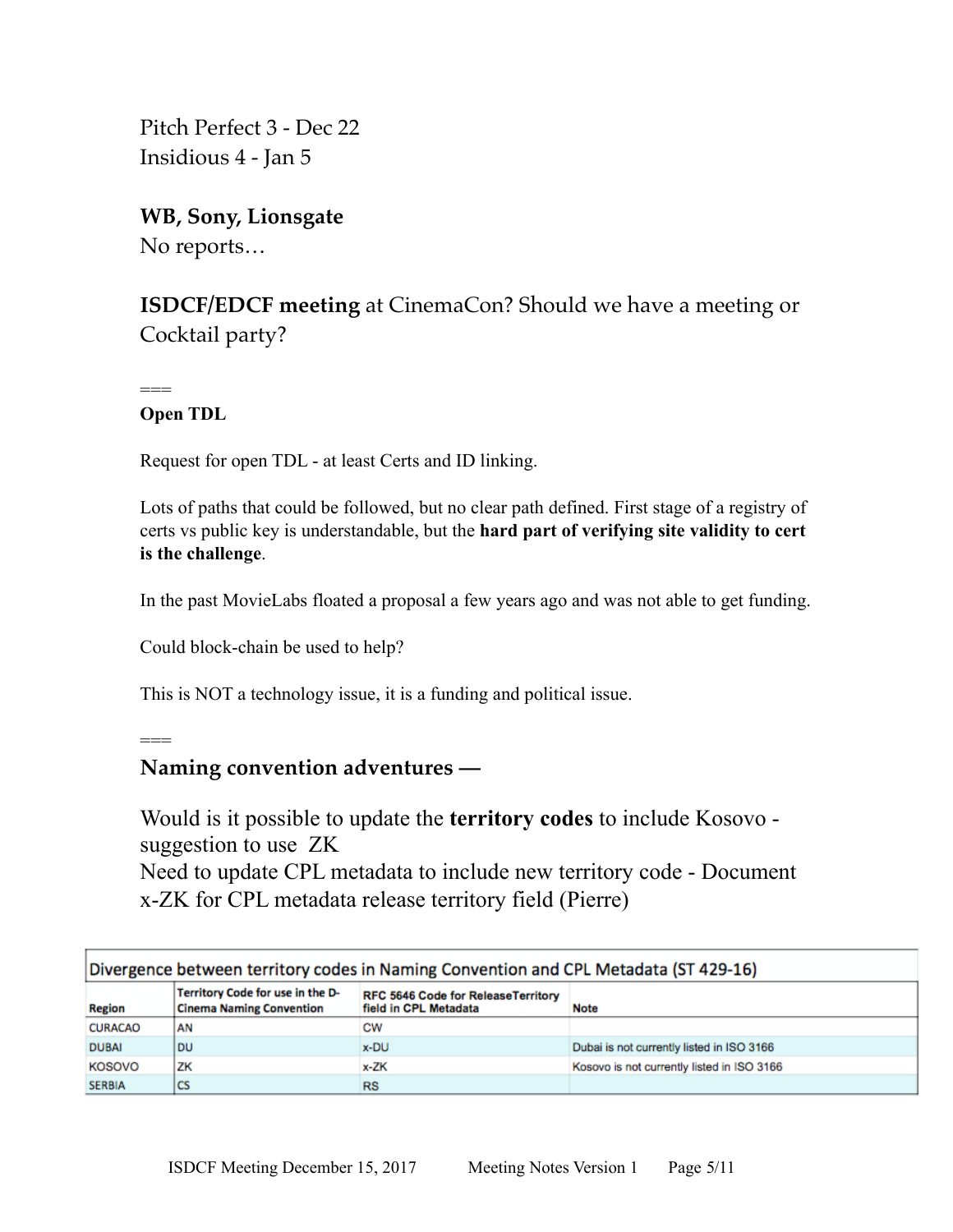Pitch Perfect 3 - Dec 22
Insidious 4 - Jan 5

**WB, Sony, Lionsgate**
No reports…

**ISDCF/EDCF meeting** at CinemaCon? Should we have a meeting or Cocktail party?

===
**Open TDL**

Request for open TDL - at least Certs and ID linking.

Lots of paths that could be followed, but no clear path defined. First stage of a registry of certs vs public key is understandable, but the **hard part of verifying site validity to cert is the challenge**.

In the past MovieLabs floated a proposal a few years ago and was not able to get funding.

Could block-chain be used to help?

This is NOT a technology issue, it is a funding and political issue.

===
**Naming convention adventures —**

Would is it possible to update the **territory codes** to include Kosovo - suggestion to use ZK
Need to update CPL metadata to include new territory code - Document x-ZK for CPL metadata release territory field (Pierre)

| Divergence between territory codes in Naming Convention and CPL Metadata (ST 429-16) | | | |
|---|---|---|---|
| **Region** | **Territory Code for use in the D-Cinema Naming Convention** | **RFC 5646 Code for ReleaseTerritory field in CPL Metadata** | **Note** |
| CURACAO | AN | CW | |
| DUBAI | DU | x-DU | Dubai is not currently listed in ISO 3166 |
| KOSOVO | ZK | x-ZK | Kosovo is not currently listed in ISO 3166 |
| SERBIA | CS | RS | |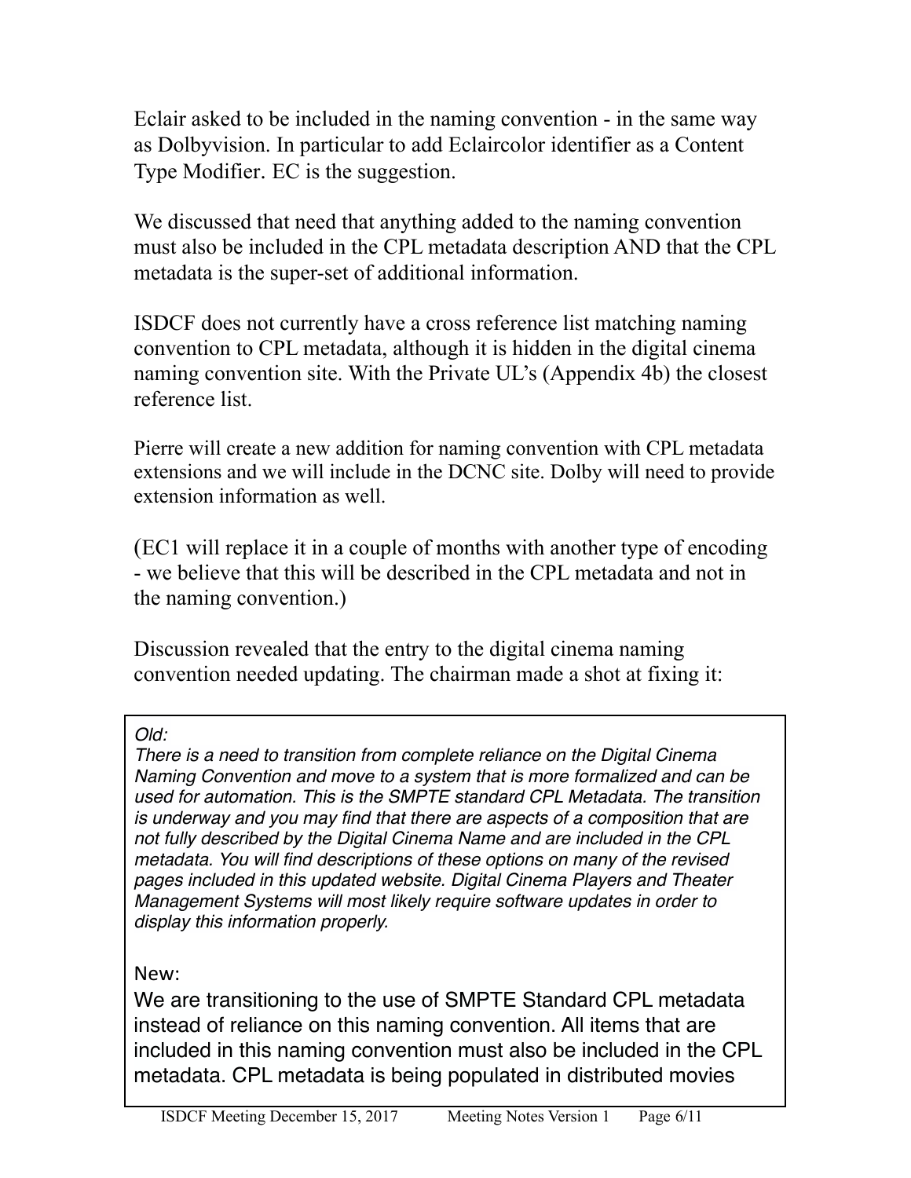Eclair asked to be included in the naming convention - in the same way as Dolbyvision. In particular to add Eclaircolor identifier as a Content Type Modifier. EC is the suggestion.

We discussed that need that anything added to the naming convention must also be included in the CPL metadata description AND that the CPL metadata is the super-set of additional information.

ISDCF does not currently have a cross reference list matching naming convention to CPL metadata, although it is hidden in the digital cinema naming convention site. With the Private UL's (Appendix 4b) the closest reference list.

Pierre will create a new addition for naming convention with CPL metadata extensions and we will include in the DCNC site. Dolby will need to provide extension information as well.

(EC1 will replace it in a couple of months with another type of encoding - we believe that this will be described in the CPL metadata and not in the naming convention.)

Discussion revealed that the entry to the digital cinema naming convention needed updating. The chairman made a shot at fixing it:

> *Old:*
> *There is a need to transition from complete reliance on the Digital Cinema Naming Convention and move to a system that is more formalized and can be used for automation. This is the SMPTE standard CPL Metadata. The transition is underway and you may find that there are aspects of a composition that are not fully described by the Digital Cinema Name and are included in the CPL metadata. You will find descriptions of these options on many of the revised pages included in this updated website. Digital Cinema Players and Theater Management Systems will most likely require software updates in order to display this information properly.*
>
> New:
> We are transitioning to the use of SMPTE Standard CPL metadata instead of reliance on this naming convention. All items that are included in this naming convention must also be included in the CPL metadata. CPL metadata is being populated in distributed movies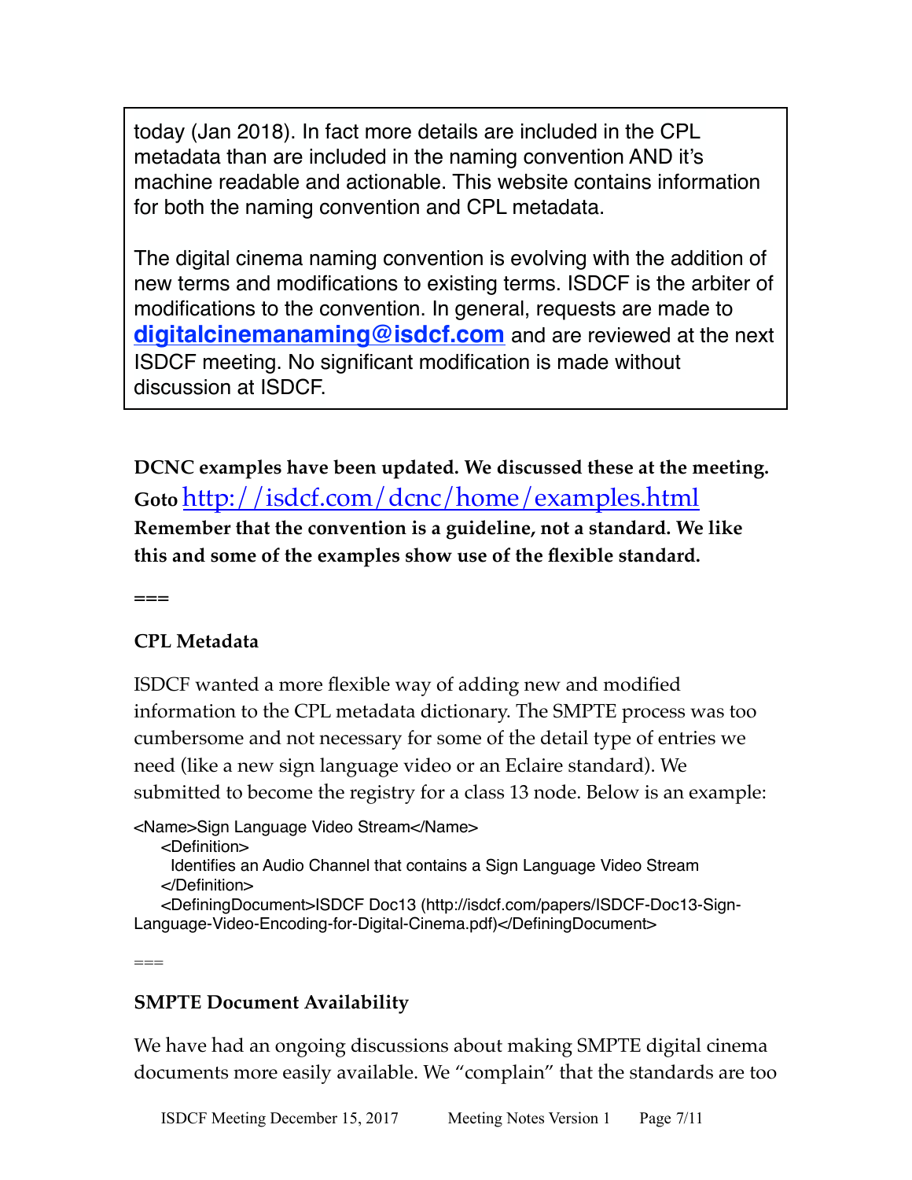today (Jan 2018). In fact more details are included in the CPL metadata than are included in the naming convention AND it's machine readable and actionable. This website contains information for both the naming convention and CPL metadata.

The digital cinema naming convention is evolving with the addition of new terms and modifications to existing terms. ISDCF is the arbiter of modifications to the convention. In general, requests are made to **digitalcinemanaming@isdcf.com** and are reviewed at the next ISDCF meeting. No significant modification is made without discussion at ISDCF.

**DCNC examples have been updated. We discussed these at the meeting. Goto** http://isdcf.com/dcnc/home/examples.html
**Remember that the convention is a guideline, not a standard. We like this and some of the examples show use of the flexible standard.**

===

### CPL Metadata

ISDCF wanted a more flexible way of adding new and modified information to the CPL metadata dictionary. The SMPTE process was too cumbersome and not necessary for some of the detail type of entries we need (like a new sign language video or an Eclaire standard). We submitted to become the registry for a class 13 node. Below is an example:

```
<Name>Sign Language Video Stream</Name>
    <Definition>
      Identifies an Audio Channel that contains a Sign Language Video Stream
    </Definition>
    <DefiningDocument>ISDCF Doc13 (http://isdcf.com/papers/ISDCF-Doc13-Sign-Language-Video-Encoding-for-Digital-Cinema.pdf)</DefiningDocument>
```

===

### SMPTE Document Availability

We have had an ongoing discussions about making SMPTE digital cinema documents more easily available. We "complain" that the standards are too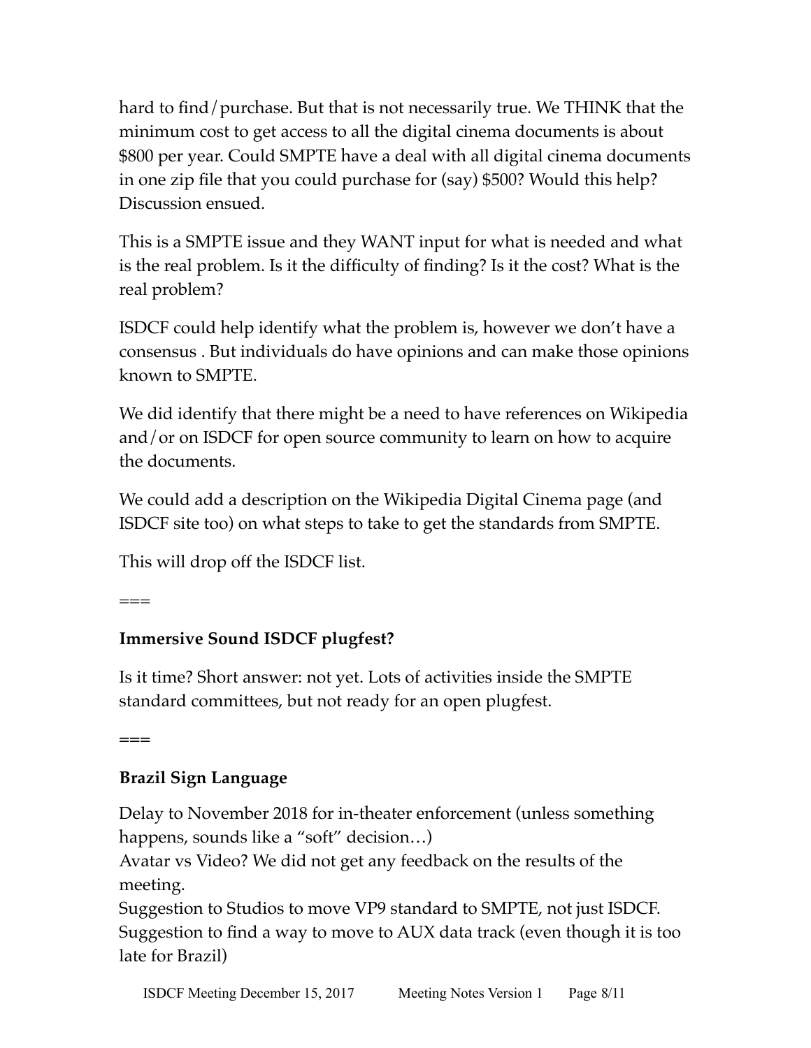hard to find/purchase. But that is not necessarily true. We THINK that the minimum cost to get access to all the digital cinema documents is about $800 per year. Could SMPTE have a deal with all digital cinema documents in one zip file that you could purchase for (say) $500? Would this help? Discussion ensued.

This is a SMPTE issue and they WANT input for what is needed and what is the real problem. Is it the difficulty of finding? Is it the cost? What is the real problem?

ISDCF could help identify what the problem is, however we don't have a consensus . But individuals do have opinions and can make those opinions known to SMPTE.

We did identify that there might be a need to have references on Wikipedia and/or on ISDCF for open source community to learn on how to acquire the documents.

We could add a description on the Wikipedia Digital Cinema page (and ISDCF site too) on what steps to take to get the standards from SMPTE.

This will drop off the ISDCF list.

===

**Immersive Sound ISDCF plugfest?**

Is it time? Short answer: not yet. Lots of activities inside the SMPTE standard committees, but not ready for an open plugfest.

**===**

**Brazil Sign Language**

Delay to November 2018 for in-theater enforcement (unless something happens, sounds like a "soft" decision…)
Avatar vs Video? We did not get any feedback on the results of the meeting.
Suggestion to Studios to move VP9 standard to SMPTE, not just ISDCF.
Suggestion to find a way to move to AUX data track (even though it is too late for Brazil)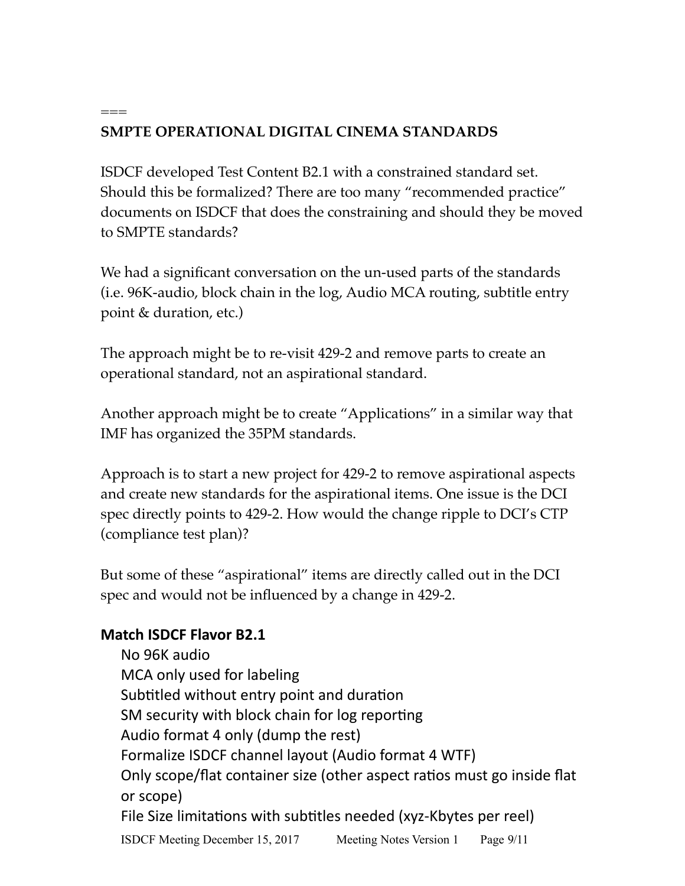===

## SMPTE OPERATIONAL DIGITAL CINEMA STANDARDS

ISDCF developed Test Content B2.1 with a constrained standard set. Should this be formalized? There are too many "recommended practice" documents on ISDCF that does the constraining and should they be moved to SMPTE standards?

We had a significant conversation on the un-used parts of the standards (i.e. 96K-audio, block chain in the log, Audio MCA routing, subtitle entry point & duration, etc.)

The approach might be to re-visit 429-2 and remove parts to create an operational standard, not an aspirational standard.

Another approach might be to create "Applications" in a similar way that IMF has organized the 35PM standards.

Approach is to start a new project for 429-2 to remove aspirational aspects and create new standards for the aspirational items. One issue is the DCI spec directly points to 429-2. How would the change ripple to DCI's CTP (compliance test plan)?

But some of these "aspirational" items are directly called out in the DCI spec and would not be influenced by a change in 429-2.

### Match ISDCF Flavor B2.1

- No 96K audio
- MCA only used for labeling
- Subtitled without entry point and duration
- SM security with block chain for log reporting
- Audio format 4 only (dump the rest)
- Formalize ISDCF channel layout (Audio format 4 WTF)
- Only scope/flat container size (other aspect ratios must go inside flat or scope)
- File Size limitations with subtitles needed (xyz-Kbytes per reel)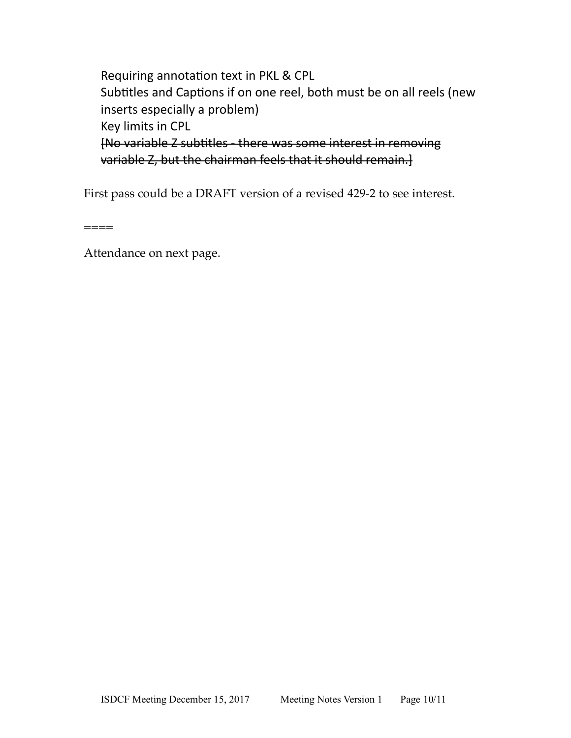Requiring annotation text in PKL & CPL

Subtitles and Captions if on one reel, both must be on all reels (new inserts especially a problem)

Key limits in CPL

~~[No variable Z subtitles - there was some interest in removing variable Z, but the chairman feels that it should remain.]~~

First pass could be a DRAFT version of a revised 429-2 to see interest.

====

Attendance on next page.